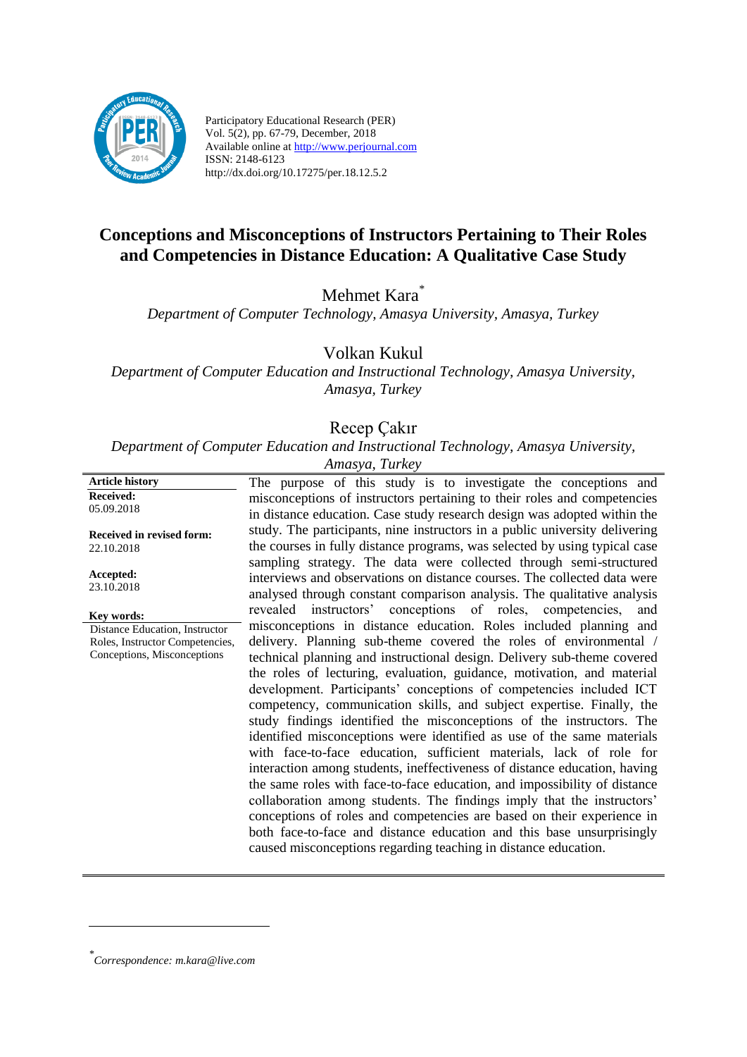Participatory Educational Research (PER)
Vol. 5(2), pp. 67-79, December, 2018
Available online at http://www.perjournal.com
ISSN: 2148-6123
http://dx.doi.org/10.17275/per.18.12.5.2

# Conceptions and Misconceptions of Instructors Pertaining to Their Roles and Competencies in Distance Education: A Qualitative Case Study

Mehmet Kara[*]
*Department of Computer Technology, Amasya University, Amasya, Turkey*

Volkan Kukul
*Department of Computer Education and Instructional Technology, Amasya University, Amasya, Turkey*

Recep Çakır
*Department of Computer Education and Instructional Technology, Amasya University, Amasya, Turkey*

**Article history**
**Received:**
05.09.2018

**Received in revised form:**
22.10.2018

**Accepted:**
23.10.2018

**Key words:**
Distance Education, Instructor Roles, Instructor Competencies, Conceptions, Misconceptions

The purpose of this study is to investigate the conceptions and misconceptions of instructors pertaining to their roles and competencies in distance education. Case study research design was adopted within the study. The participants, nine instructors in a public university delivering the courses in fully distance programs, was selected by using typical case sampling strategy. The data were collected through semi-structured interviews and observations on distance courses. The collected data were analysed through constant comparison analysis. The qualitative analysis revealed instructors' conceptions of roles, competencies, and misconceptions in distance education. Roles included planning and delivery. Planning sub-theme covered the roles of environmental / technical planning and instructional design. Delivery sub-theme covered the roles of lecturing, evaluation, guidance, motivation, and material development. Participants' conceptions of competencies included ICT competency, communication skills, and subject expertise. Finally, the study findings identified the misconceptions of the instructors. The identified misconceptions were identified as use of the same materials with face-to-face education, sufficient materials, lack of role for interaction among students, ineffectiveness of distance education, having the same roles with face-to-face education, and impossibility of distance collaboration among students. The findings imply that the instructors' conceptions of roles and competencies are based on their experience in both face-to-face and distance education and this base unsurprisingly caused misconceptions regarding teaching in distance education.

---

[*] *Correspondence: m.kara@live.com*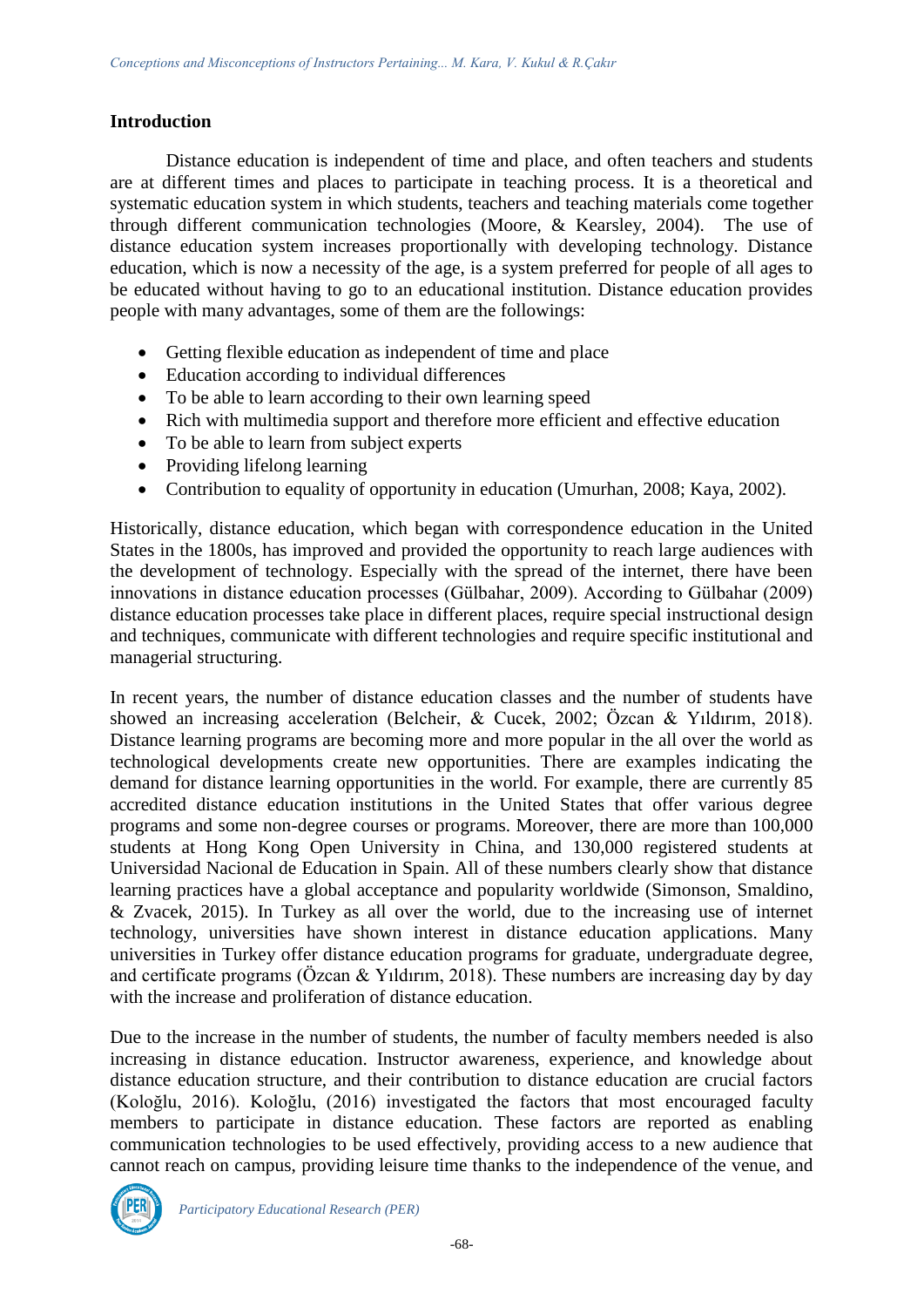## Introduction

Distance education is independent of time and place, and often teachers and students are at different times and places to participate in teaching process. It is a theoretical and systematic education system in which students, teachers and teaching materials come together through different communication technologies (Moore, & Kearsley, 2004). The use of distance education system increases proportionally with developing technology. Distance education, which is now a necessity of the age, is a system preferred for people of all ages to be educated without having to go to an educational institution. Distance education provides people with many advantages, some of them are the followings:

- Getting flexible education as independent of time and place
- Education according to individual differences
- To be able to learn according to their own learning speed
- Rich with multimedia support and therefore more efficient and effective education
- To be able to learn from subject experts
- Providing lifelong learning
- Contribution to equality of opportunity in education (Umurhan, 2008; Kaya, 2002).

Historically, distance education, which began with correspondence education in the United States in the 1800s, has improved and provided the opportunity to reach large audiences with the development of technology. Especially with the spread of the internet, there have been innovations in distance education processes (Gülbahar, 2009). According to Gülbahar (2009) distance education processes take place in different places, require special instructional design and techniques, communicate with different technologies and require specific institutional and managerial structuring.

In recent years, the number of distance education classes and the number of students have showed an increasing acceleration (Belcheir, & Cucek, 2002; Özcan & Yıldırım, 2018). Distance learning programs are becoming more and more popular in the all over the world as technological developments create new opportunities. There are examples indicating the demand for distance learning opportunities in the world. For example, there are currently 85 accredited distance education institutions in the United States that offer various degree programs and some non-degree courses or programs. Moreover, there are more than 100,000 students at Hong Kong Open University in China, and 130,000 registered students at Universidad Nacional de Education in Spain. All of these numbers clearly show that distance learning practices have a global acceptance and popularity worldwide (Simonson, Smaldino, & Zvacek, 2015). In Turkey as all over the world, due to the increasing use of internet technology, universities have shown interest in distance education applications. Many universities in Turkey offer distance education programs for graduate, undergraduate degree, and certificate programs (Özcan & Yıldırım, 2018). These numbers are increasing day by day with the increase and proliferation of distance education.

Due to the increase in the number of students, the number of faculty members needed is also increasing in distance education. Instructor awareness, experience, and knowledge about distance education structure, and their contribution to distance education are crucial factors (Koloğlu, 2016). Koloğlu, (2016) investigated the factors that most encouraged faculty members to participate in distance education. These factors are reported as enabling communication technologies to be used effectively, providing access to a new audience that cannot reach on campus, providing leisure time thanks to the independence of the venue, and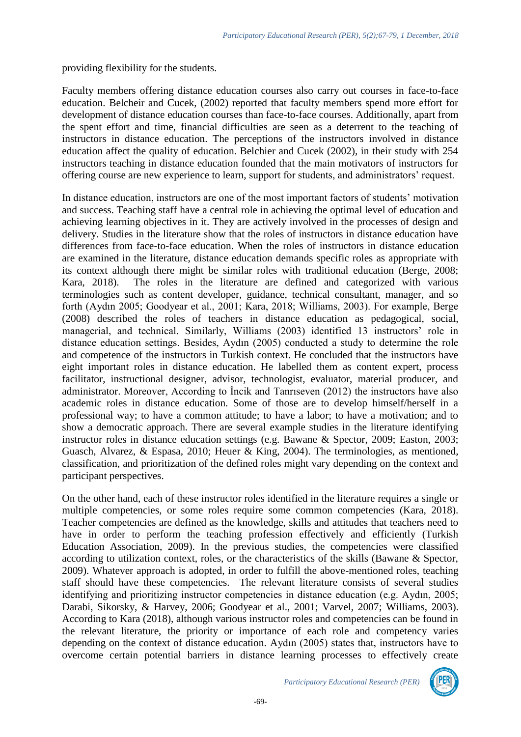providing flexibility for the students.

Faculty members offering distance education courses also carry out courses in face-to-face education. Belcheir and Cucek, (2002) reported that faculty members spend more effort for development of distance education courses than face-to-face courses. Additionally, apart from the spent effort and time, financial difficulties are seen as a deterrent to the teaching of instructors in distance education. The perceptions of the instructors involved in distance education affect the quality of education. Belchier and Cucek (2002), in their study with 254 instructors teaching in distance education founded that the main motivators of instructors for offering course are new experience to learn, support for students, and administrators' request.

In distance education, instructors are one of the most important factors of students' motivation and success. Teaching staff have a central role in achieving the optimal level of education and achieving learning objectives in it. They are actively involved in the processes of design and delivery. Studies in the literature show that the roles of instructors in distance education have differences from face-to-face education. When the roles of instructors in distance education are examined in the literature, distance education demands specific roles as appropriate with its context although there might be similar roles with traditional education (Berge, 2008; Kara, 2018). The roles in the literature are defined and categorized with various terminologies such as content developer, guidance, technical consultant, manager, and so forth (Aydın 2005; Goodyear et al., 2001; Kara, 2018; Williams, 2003). For example, Berge (2008) described the roles of teachers in distance education as pedagogical, social, managerial, and technical. Similarly, Williams (2003) identified 13 instructors' role in distance education settings. Besides, Aydın (2005) conducted a study to determine the role and competence of the instructors in Turkish context. He concluded that the instructors have eight important roles in distance education. He labelled them as content expert, process facilitator, instructional designer, advisor, technologist, evaluator, material producer, and administrator. Moreover, According to İncik and Tanrıseven (2012) the instructors have also academic roles in distance education. Some of those are to develop himself/herself in a professional way; to have a common attitude; to have a labor; to have a motivation; and to show a democratic approach. There are several example studies in the literature identifying instructor roles in distance education settings (e.g. Bawane & Spector, 2009; Easton, 2003; Guasch, Alvarez, & Espasa, 2010; Heuer & King, 2004). The terminologies, as mentioned, classification, and prioritization of the defined roles might vary depending on the context and participant perspectives.

On the other hand, each of these instructor roles identified in the literature requires a single or multiple competencies, or some roles require some common competencies (Kara, 2018). Teacher competencies are defined as the knowledge, skills and attitudes that teachers need to have in order to perform the teaching profession effectively and efficiently (Turkish Education Association, 2009). In the previous studies, the competencies were classified according to utilization context, roles, or the characteristics of the skills (Bawane & Spector, 2009). Whatever approach is adopted, in order to fulfill the above-mentioned roles, teaching staff should have these competencies. The relevant literature consists of several studies identifying and prioritizing instructor competencies in distance education (e.g. Aydın, 2005; Darabi, Sikorsky, & Harvey, 2006; Goodyear et al., 2001; Varvel, 2007; Williams, 2003). According to Kara (2018), although various instructor roles and competencies can be found in the relevant literature, the priority or importance of each role and competency varies depending on the context of distance education. Aydın (2005) states that, instructors have to overcome certain potential barriers in distance learning processes to effectively create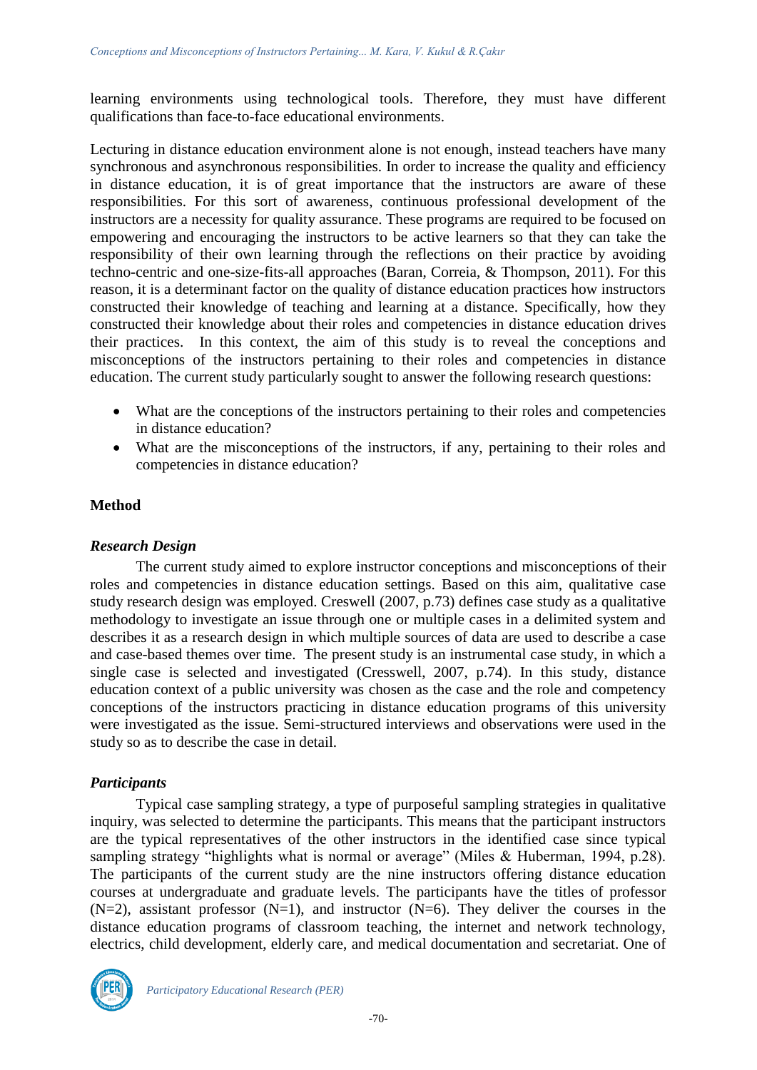learning environments using technological tools. Therefore, they must have different qualifications than face-to-face educational environments.

Lecturing in distance education environment alone is not enough, instead teachers have many synchronous and asynchronous responsibilities. In order to increase the quality and efficiency in distance education, it is of great importance that the instructors are aware of these responsibilities. For this sort of awareness, continuous professional development of the instructors are a necessity for quality assurance. These programs are required to be focused on empowering and encouraging the instructors to be active learners so that they can take the responsibility of their own learning through the reflections on their practice by avoiding techno-centric and one-size-fits-all approaches (Baran, Correia, & Thompson, 2011). For this reason, it is a determinant factor on the quality of distance education practices how instructors constructed their knowledge of teaching and learning at a distance. Specifically, how they constructed their knowledge about their roles and competencies in distance education drives their practices. In this context, the aim of this study is to reveal the conceptions and misconceptions of the instructors pertaining to their roles and competencies in distance education. The current study particularly sought to answer the following research questions:

- What are the conceptions of the instructors pertaining to their roles and competencies in distance education?
- What are the misconceptions of the instructors, if any, pertaining to their roles and competencies in distance education?

## Method

### *Research Design*

The current study aimed to explore instructor conceptions and misconceptions of their roles and competencies in distance education settings. Based on this aim, qualitative case study research design was employed. Creswell (2007, p.73) defines case study as a qualitative methodology to investigate an issue through one or multiple cases in a delimited system and describes it as a research design in which multiple sources of data are used to describe a case and case-based themes over time. The present study is an instrumental case study, in which a single case is selected and investigated (Cresswell, 2007, p.74). In this study, distance education context of a public university was chosen as the case and the role and competency conceptions of the instructors practicing in distance education programs of this university were investigated as the issue. Semi-structured interviews and observations were used in the study so as to describe the case in detail.

### *Participants*

Typical case sampling strategy, a type of purposeful sampling strategies in qualitative inquiry, was selected to determine the participants. This means that the participant instructors are the typical representatives of the other instructors in the identified case since typical sampling strategy "highlights what is normal or average" (Miles & Huberman, 1994, p.28). The participants of the current study are the nine instructors offering distance education courses at undergraduate and graduate levels. The participants have the titles of professor (N=2), assistant professor (N=1), and instructor (N=6). They deliver the courses in the distance education programs of classroom teaching, the internet and network technology, electrics, child development, elderly care, and medical documentation and secretariat. One of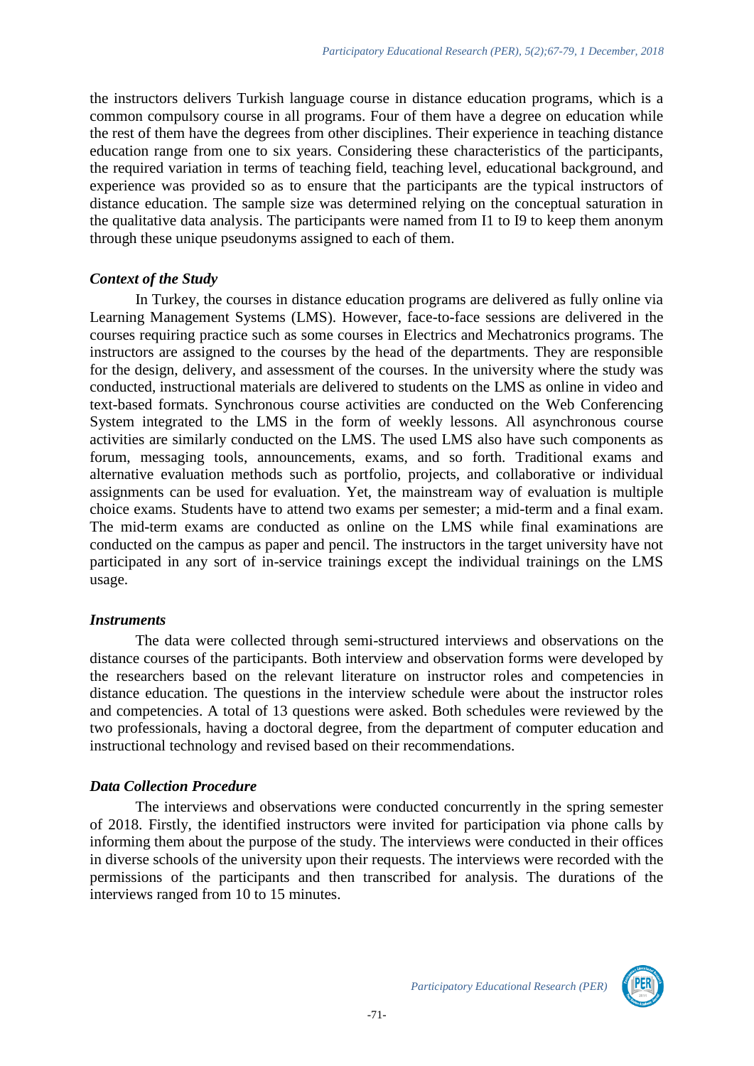the instructors delivers Turkish language course in distance education programs, which is a common compulsory course in all programs. Four of them have a degree on education while the rest of them have the degrees from other disciplines. Their experience in teaching distance education range from one to six years. Considering these characteristics of the participants, the required variation in terms of teaching field, teaching level, educational background, and experience was provided so as to ensure that the participants are the typical instructors of distance education. The sample size was determined relying on the conceptual saturation in the qualitative data analysis. The participants were named from I1 to I9 to keep them anonym through these unique pseudonyms assigned to each of them.

### *Context of the Study*

In Turkey, the courses in distance education programs are delivered as fully online via Learning Management Systems (LMS). However, face-to-face sessions are delivered in the courses requiring practice such as some courses in Electrics and Mechatronics programs. The instructors are assigned to the courses by the head of the departments. They are responsible for the design, delivery, and assessment of the courses. In the university where the study was conducted, instructional materials are delivered to students on the LMS as online in video and text-based formats. Synchronous course activities are conducted on the Web Conferencing System integrated to the LMS in the form of weekly lessons. All asynchronous course activities are similarly conducted on the LMS. The used LMS also have such components as forum, messaging tools, announcements, exams, and so forth. Traditional exams and alternative evaluation methods such as portfolio, projects, and collaborative or individual assignments can be used for evaluation. Yet, the mainstream way of evaluation is multiple choice exams. Students have to attend two exams per semester; a mid-term and a final exam. The mid-term exams are conducted as online on the LMS while final examinations are conducted on the campus as paper and pencil. The instructors in the target university have not participated in any sort of in-service trainings except the individual trainings on the LMS usage.

### *Instruments*

The data were collected through semi-structured interviews and observations on the distance courses of the participants. Both interview and observation forms were developed by the researchers based on the relevant literature on instructor roles and competencies in distance education. The questions in the interview schedule were about the instructor roles and competencies. A total of 13 questions were asked. Both schedules were reviewed by the two professionals, having a doctoral degree, from the department of computer education and instructional technology and revised based on their recommendations.

### *Data Collection Procedure*

The interviews and observations were conducted concurrently in the spring semester of 2018. Firstly, the identified instructors were invited for participation via phone calls by informing them about the purpose of the study. The interviews were conducted in their offices in diverse schools of the university upon their requests. The interviews were recorded with the permissions of the participants and then transcribed for analysis. The durations of the interviews ranged from 10 to 15 minutes.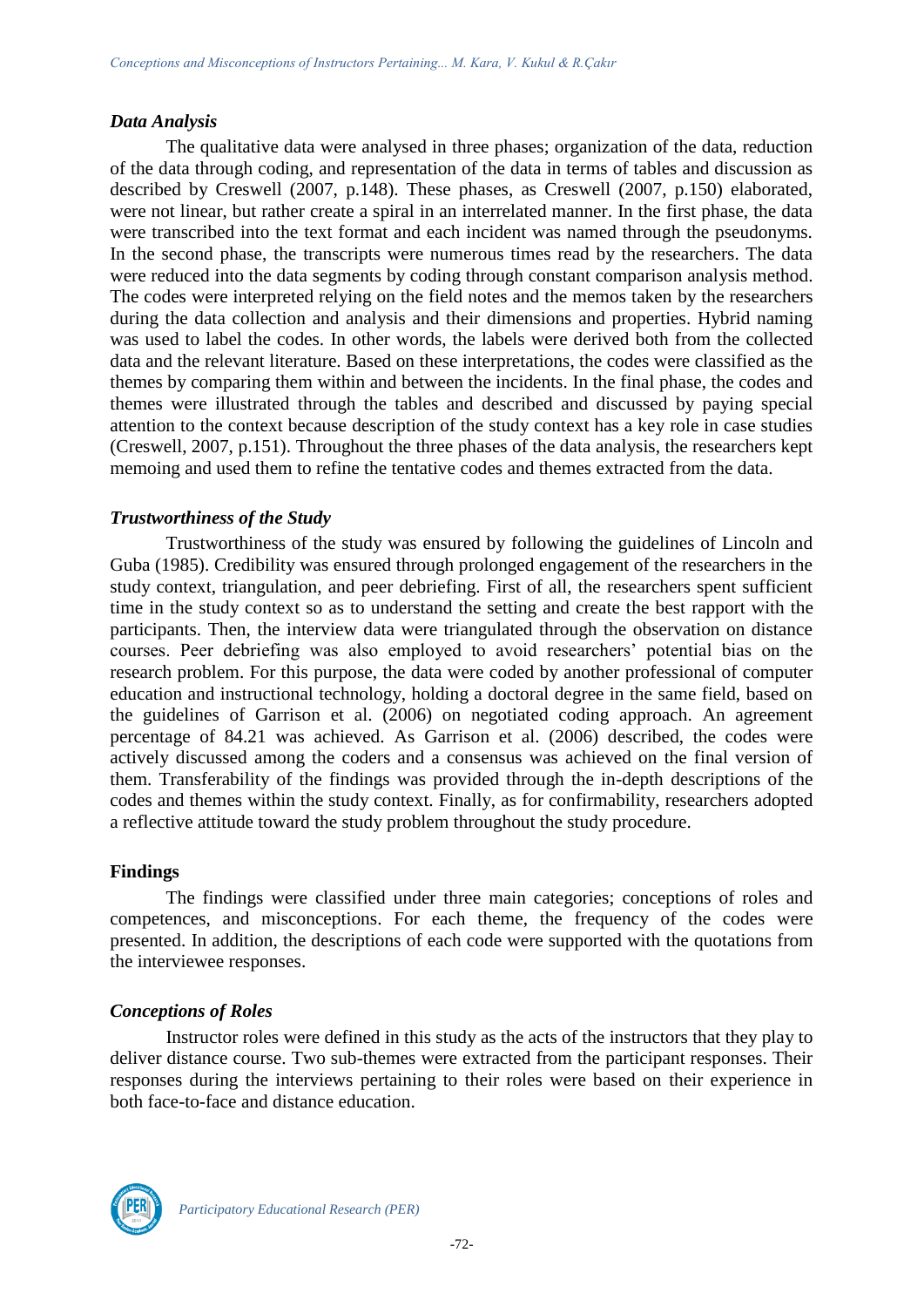### *Data Analysis*

The qualitative data were analysed in three phases; organization of the data, reduction of the data through coding, and representation of the data in terms of tables and discussion as described by Creswell (2007, p.148). These phases, as Creswell (2007, p.150) elaborated, were not linear, but rather create a spiral in an interrelated manner. In the first phase, the data were transcribed into the text format and each incident was named through the pseudonyms. In the second phase, the transcripts were numerous times read by the researchers. The data were reduced into the data segments by coding through constant comparison analysis method. The codes were interpreted relying on the field notes and the memos taken by the researchers during the data collection and analysis and their dimensions and properties. Hybrid naming was used to label the codes. In other words, the labels were derived both from the collected data and the relevant literature. Based on these interpretations, the codes were classified as the themes by comparing them within and between the incidents. In the final phase, the codes and themes were illustrated through the tables and described and discussed by paying special attention to the context because description of the study context has a key role in case studies (Creswell, 2007, p.151). Throughout the three phases of the data analysis, the researchers kept memoing and used them to refine the tentative codes and themes extracted from the data.

### *Trustworthiness of the Study*

Trustworthiness of the study was ensured by following the guidelines of Lincoln and Guba (1985). Credibility was ensured through prolonged engagement of the researchers in the study context, triangulation, and peer debriefing. First of all, the researchers spent sufficient time in the study context so as to understand the setting and create the best rapport with the participants. Then, the interview data were triangulated through the observation on distance courses. Peer debriefing was also employed to avoid researchers' potential bias on the research problem. For this purpose, the data were coded by another professional of computer education and instructional technology, holding a doctoral degree in the same field, based on the guidelines of Garrison et al. (2006) on negotiated coding approach. An agreement percentage of 84.21 was achieved. As Garrison et al. (2006) described, the codes were actively discussed among the coders and a consensus was achieved on the final version of them. Transferability of the findings was provided through the in-depth descriptions of the codes and themes within the study context. Finally, as for confirmability, researchers adopted a reflective attitude toward the study problem throughout the study procedure.

## Findings

The findings were classified under three main categories; conceptions of roles and competences, and misconceptions. For each theme, the frequency of the codes were presented. In addition, the descriptions of each code were supported with the quotations from the interviewee responses.

### *Conceptions of Roles*

Instructor roles were defined in this study as the acts of the instructors that they play to deliver distance course. Two sub-themes were extracted from the participant responses. Their responses during the interviews pertaining to their roles were based on their experience in both face-to-face and distance education.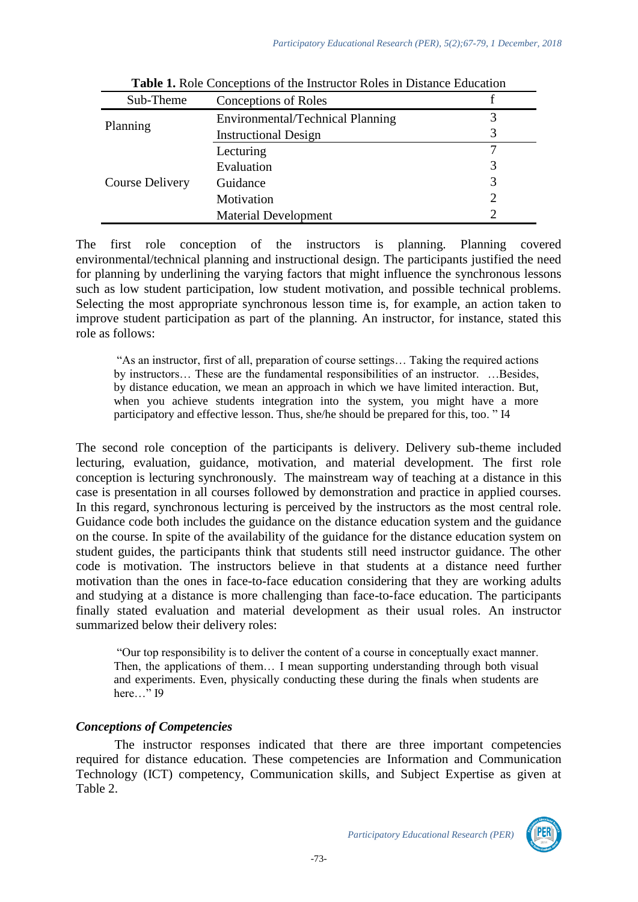**Table 1.** Role Conceptions of the Instructor Roles in Distance Education

| Sub-Theme | Conceptions of Roles | f |
|---|---|---|
| Planning | Environmental/Technical Planning | 3 |
| | Instructional Design | 3 |
| Course Delivery | Lecturing | 7 |
| | Evaluation | 3 |
| | Guidance | 3 |
| | Motivation | 2 |
| | Material Development | 2 |

The first role conception of the instructors is planning. Planning covered environmental/technical planning and instructional design. The participants justified the need for planning by underlining the varying factors that might influence the synchronous lessons such as low student participation, low student motivation, and possible technical problems. Selecting the most appropriate synchronous lesson time is, for example, an action taken to improve student participation as part of the planning. An instructor, for instance, stated this role as follows:

> "As an instructor, first of all, preparation of course settings… Taking the required actions by instructors… These are the fundamental responsibilities of an instructor. …Besides, by distance education, we mean an approach in which we have limited interaction. But, when you achieve students integration into the system, you might have a more participatory and effective lesson. Thus, she/he should be prepared for this, too. " I4

The second role conception of the participants is delivery. Delivery sub-theme included lecturing, evaluation, guidance, motivation, and material development. The first role conception is lecturing synchronously. The mainstream way of teaching at a distance in this case is presentation in all courses followed by demonstration and practice in applied courses. In this regard, synchronous lecturing is perceived by the instructors as the most central role. Guidance code both includes the guidance on the distance education system and the guidance on the course. In spite of the availability of the guidance for the distance education system on student guides, the participants think that students still need instructor guidance. The other code is motivation. The instructors believe in that students at a distance need further motivation than the ones in face-to-face education considering that they are working adults and studying at a distance is more challenging than face-to-face education. The participants finally stated evaluation and material development as their usual roles. An instructor summarized below their delivery roles:

> "Our top responsibility is to deliver the content of a course in conceptually exact manner. Then, the applications of them… I mean supporting understanding through both visual and experiments. Even, physically conducting these during the finals when students are here…" I9

### *Conceptions of Competencies*

The instructor responses indicated that there are three important competencies required for distance education. These competencies are Information and Communication Technology (ICT) competency, Communication skills, and Subject Expertise as given at Table 2.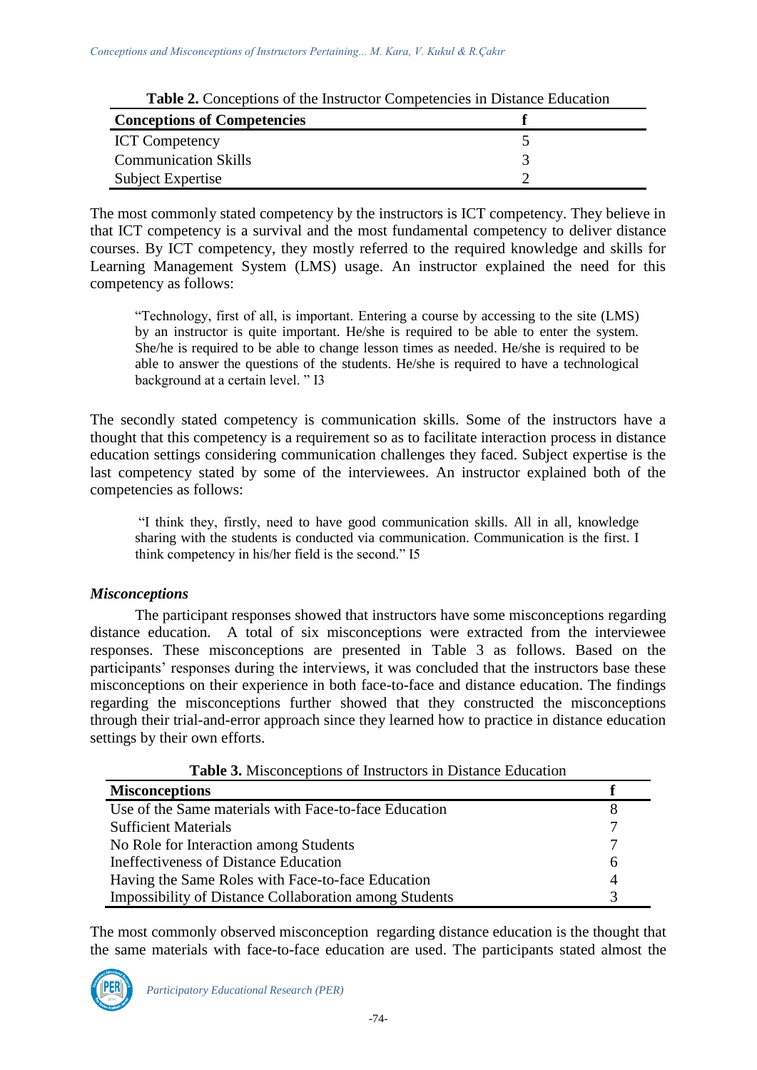**Table 2.** Conceptions of the Instructor Competencies in Distance Education

| Conceptions of Competencies | f |
|---|---|
| ICT Competency | 5 |
| Communication Skills | 3 |
| Subject Expertise | 2 |

The most commonly stated competency by the instructors is ICT competency. They believe in that ICT competency is a survival and the most fundamental competency to deliver distance courses. By ICT competency, they mostly referred to the required knowledge and skills for Learning Management System (LMS) usage. An instructor explained the need for this competency as follows:

> "Technology, first of all, is important. Entering a course by accessing to the site (LMS) by an instructor is quite important. He/she is required to be able to enter the system. She/he is required to be able to change lesson times as needed. He/she is required to be able to answer the questions of the students. He/she is required to have a technological background at a certain level. " I3

The secondly stated competency is communication skills. Some of the instructors have a thought that this competency is a requirement so as to facilitate interaction process in distance education settings considering communication challenges they faced. Subject expertise is the last competency stated by some of the interviewees. An instructor explained both of the competencies as follows:

> "I think they, firstly, need to have good communication skills. All in all, knowledge sharing with the students is conducted via communication. Communication is the first. I think competency in his/her field is the second." I5

### *Misconceptions*

The participant responses showed that instructors have some misconceptions regarding distance education. A total of six misconceptions were extracted from the interviewee responses. These misconceptions are presented in Table 3 as follows. Based on the participants' responses during the interviews, it was concluded that the instructors base these misconceptions on their experience in both face-to-face and distance education. The findings regarding the misconceptions further showed that they constructed the misconceptions through their trial-and-error approach since they learned how to practice in distance education settings by their own efforts.

**Table 3.** Misconceptions of Instructors in Distance Education

| Misconceptions | f |
|---|---|
| Use of the Same materials with Face-to-face Education | 8 |
| Sufficient Materials | 7 |
| No Role for Interaction among Students | 7 |
| Ineffectiveness of Distance Education | 6 |
| Having the Same Roles with Face-to-face Education | 4 |
| Impossibility of Distance Collaboration among Students | 3 |

The most commonly observed misconception regarding distance education is the thought that the same materials with face-to-face education are used. The participants stated almost the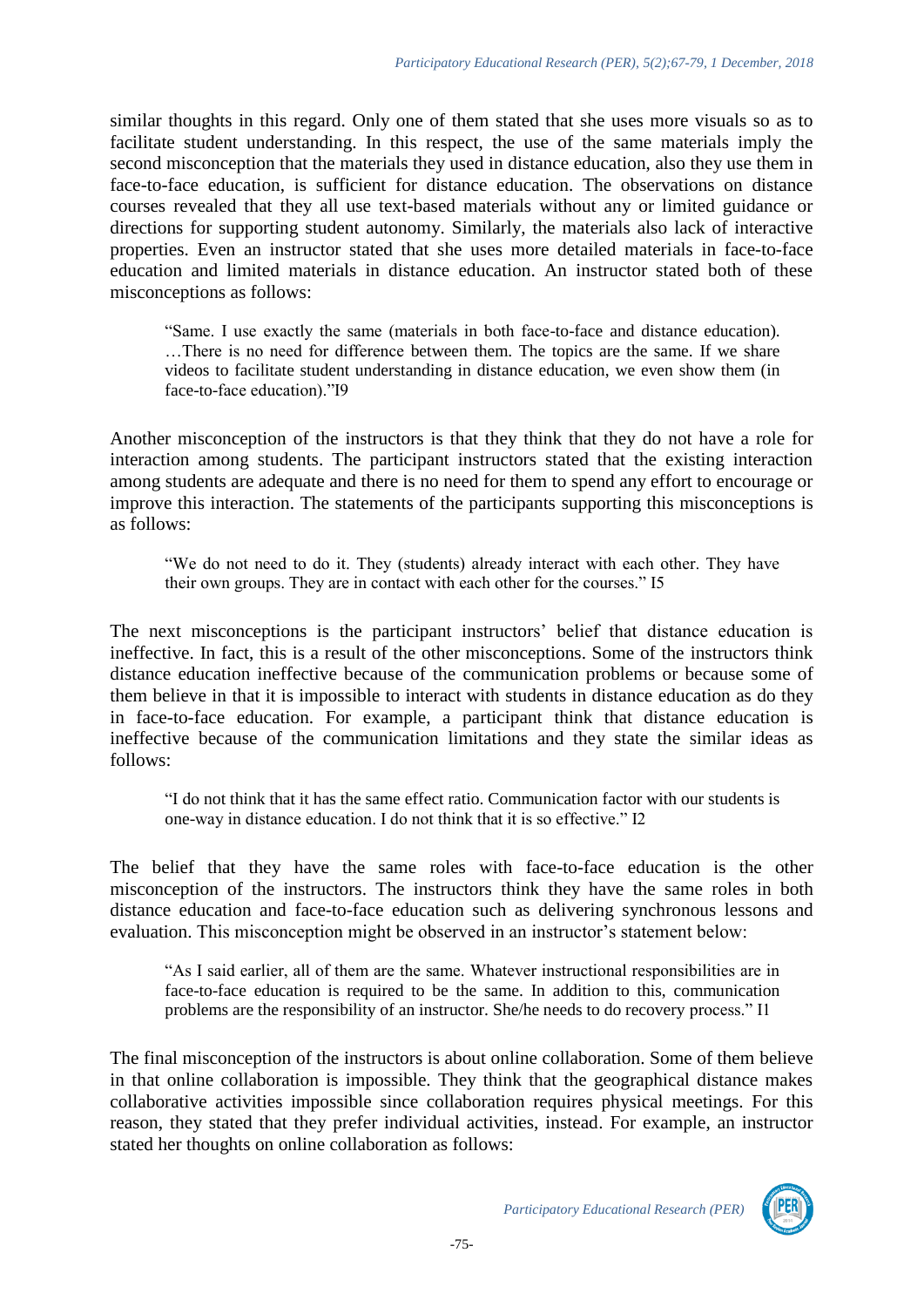similar thoughts in this regard. Only one of them stated that she uses more visuals so as to facilitate student understanding. In this respect, the use of the same materials imply the second misconception that the materials they used in distance education, also they use them in face-to-face education, is sufficient for distance education. The observations on distance courses revealed that they all use text-based materials without any or limited guidance or directions for supporting student autonomy. Similarly, the materials also lack of interactive properties. Even an instructor stated that she uses more detailed materials in face-to-face education and limited materials in distance education. An instructor stated both of these misconceptions as follows:

> "Same. I use exactly the same (materials in both face-to-face and distance education). …There is no need for difference between them. The topics are the same. If we share videos to facilitate student understanding in distance education, we even show them (in face-to-face education)."I9

Another misconception of the instructors is that they think that they do not have a role for interaction among students. The participant instructors stated that the existing interaction among students are adequate and there is no need for them to spend any effort to encourage or improve this interaction. The statements of the participants supporting this misconceptions is as follows:

> "We do not need to do it. They (students) already interact with each other. They have their own groups. They are in contact with each other for the courses." I5

The next misconceptions is the participant instructors' belief that distance education is ineffective. In fact, this is a result of the other misconceptions. Some of the instructors think distance education ineffective because of the communication problems or because some of them believe in that it is impossible to interact with students in distance education as do they in face-to-face education. For example, a participant think that distance education is ineffective because of the communication limitations and they state the similar ideas as follows:

> "I do not think that it has the same effect ratio. Communication factor with our students is one-way in distance education. I do not think that it is so effective." I2

The belief that they have the same roles with face-to-face education is the other misconception of the instructors. The instructors think they have the same roles in both distance education and face-to-face education such as delivering synchronous lessons and evaluation. This misconception might be observed in an instructor's statement below:

> "As I said earlier, all of them are the same. Whatever instructional responsibilities are in face-to-face education is required to be the same. In addition to this, communication problems are the responsibility of an instructor. She/he needs to do recovery process." I1

The final misconception of the instructors is about online collaboration. Some of them believe in that online collaboration is impossible. They think that the geographical distance makes collaborative activities impossible since collaboration requires physical meetings. For this reason, they stated that they prefer individual activities, instead. For example, an instructor stated her thoughts on online collaboration as follows: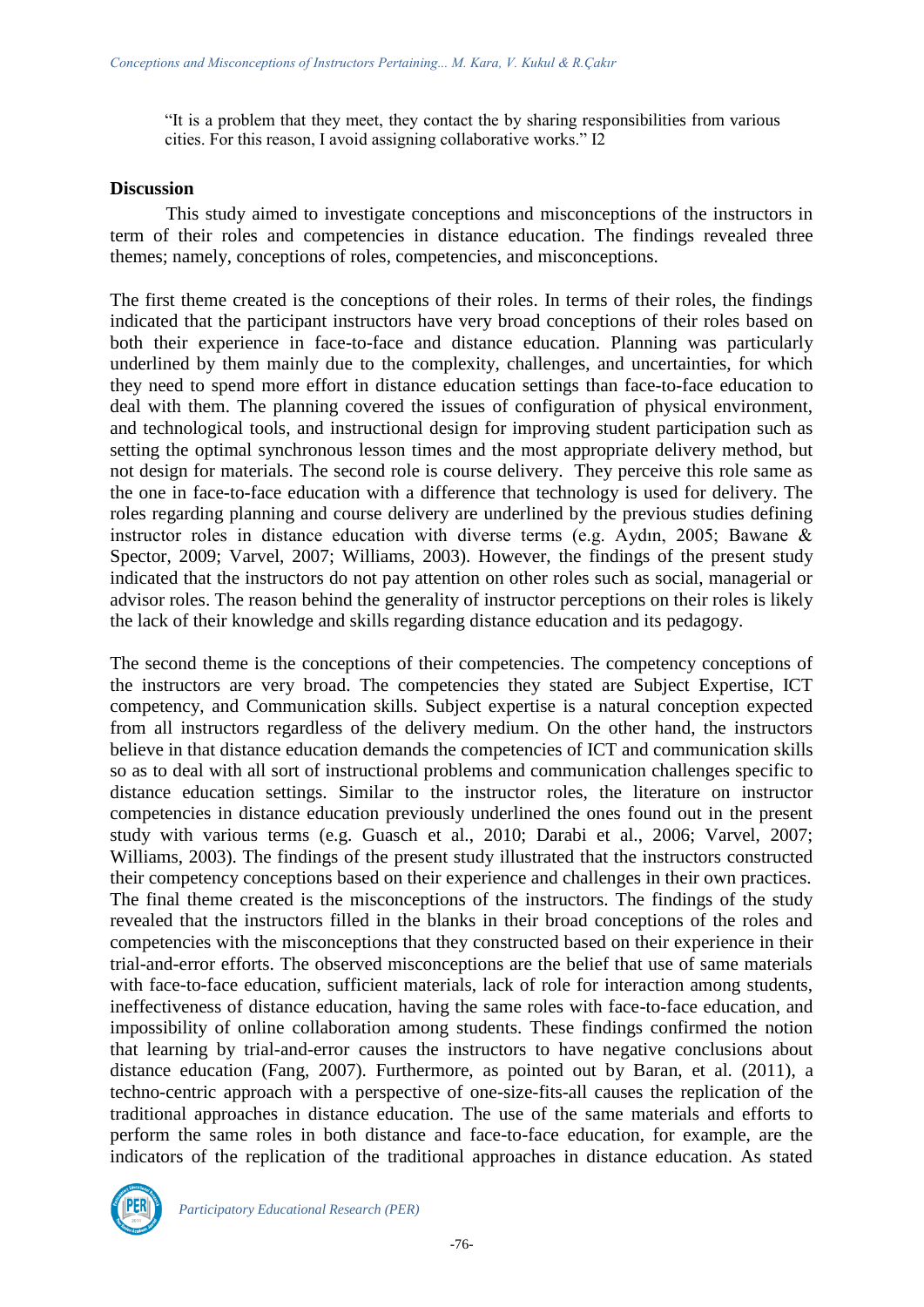> "It is a problem that they meet, they contact the by sharing responsibilities from various cities. For this reason, I avoid assigning collaborative works." I2

**Discussion**

This study aimed to investigate conceptions and misconceptions of the instructors in term of their roles and competencies in distance education. The findings revealed three themes; namely, conceptions of roles, competencies, and misconceptions.

The first theme created is the conceptions of their roles. In terms of their roles, the findings indicated that the participant instructors have very broad conceptions of their roles based on both their experience in face-to-face and distance education. Planning was particularly underlined by them mainly due to the complexity, challenges, and uncertainties, for which they need to spend more effort in distance education settings than face-to-face education to deal with them. The planning covered the issues of configuration of physical environment, and technological tools, and instructional design for improving student participation such as setting the optimal synchronous lesson times and the most appropriate delivery method, but not design for materials. The second role is course delivery. They perceive this role same as the one in face-to-face education with a difference that technology is used for delivery. The roles regarding planning and course delivery are underlined by the previous studies defining instructor roles in distance education with diverse terms (e.g. Aydın, 2005; Bawane & Spector, 2009; Varvel, 2007; Williams, 2003). However, the findings of the present study indicated that the instructors do not pay attention on other roles such as social, managerial or advisor roles. The reason behind the generality of instructor perceptions on their roles is likely the lack of their knowledge and skills regarding distance education and its pedagogy.

The second theme is the conceptions of their competencies. The competency conceptions of the instructors are very broad. The competencies they stated are Subject Expertise, ICT competency, and Communication skills. Subject expertise is a natural conception expected from all instructors regardless of the delivery medium. On the other hand, the instructors believe in that distance education demands the competencies of ICT and communication skills so as to deal with all sort of instructional problems and communication challenges specific to distance education settings. Similar to the instructor roles, the literature on instructor competencies in distance education previously underlined the ones found out in the present study with various terms (e.g. Guasch et al., 2010; Darabi et al., 2006; Varvel, 2007; Williams, 2003). The findings of the present study illustrated that the instructors constructed their competency conceptions based on their experience and challenges in their own practices. The final theme created is the misconceptions of the instructors. The findings of the study revealed that the instructors filled in the blanks in their broad conceptions of the roles and competencies with the misconceptions that they constructed based on their experience in their trial-and-error efforts. The observed misconceptions are the belief that use of same materials with face-to-face education, sufficient materials, lack of role for interaction among students, ineffectiveness of distance education, having the same roles with face-to-face education, and impossibility of online collaboration among students. These findings confirmed the notion that learning by trial-and-error causes the instructors to have negative conclusions about distance education (Fang, 2007). Furthermore, as pointed out by Baran, et al. (2011), a techno-centric approach with a perspective of one-size-fits-all causes the replication of the traditional approaches in distance education. The use of the same materials and efforts to perform the same roles in both distance and face-to-face education, for example, are the indicators of the replication of the traditional approaches in distance education. As stated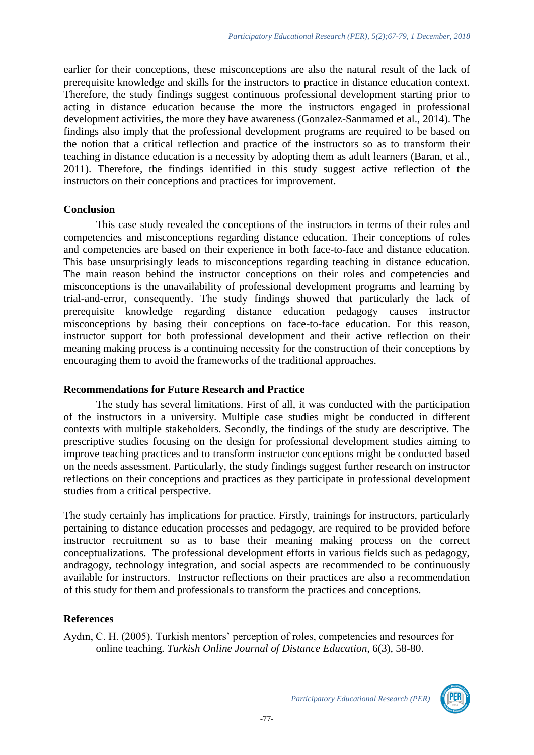earlier for their conceptions, these misconceptions are also the natural result of the lack of prerequisite knowledge and skills for the instructors to practice in distance education context. Therefore, the study findings suggest continuous professional development starting prior to acting in distance education because the more the instructors engaged in professional development activities, the more they have awareness (Gonzalez-Sanmamed et al., 2014). The findings also imply that the professional development programs are required to be based on the notion that a critical reflection and practice of the instructors so as to transform their teaching in distance education is a necessity by adopting them as adult learners (Baran, et al., 2011). Therefore, the findings identified in this study suggest active reflection of the instructors on their conceptions and practices for improvement.

## Conclusion

This case study revealed the conceptions of the instructors in terms of their roles and competencies and misconceptions regarding distance education. Their conceptions of roles and competencies are based on their experience in both face-to-face and distance education. This base unsurprisingly leads to misconceptions regarding teaching in distance education. The main reason behind the instructor conceptions on their roles and competencies and misconceptions is the unavailability of professional development programs and learning by trial-and-error, consequently. The study findings showed that particularly the lack of prerequisite knowledge regarding distance education pedagogy causes instructor misconceptions by basing their conceptions on face-to-face education. For this reason, instructor support for both professional development and their active reflection on their meaning making process is a continuing necessity for the construction of their conceptions by encouraging them to avoid the frameworks of the traditional approaches.

## Recommendations for Future Research and Practice

The study has several limitations. First of all, it was conducted with the participation of the instructors in a university. Multiple case studies might be conducted in different contexts with multiple stakeholders. Secondly, the findings of the study are descriptive. The prescriptive studies focusing on the design for professional development studies aiming to improve teaching practices and to transform instructor conceptions might be conducted based on the needs assessment. Particularly, the study findings suggest further research on instructor reflections on their conceptions and practices as they participate in professional development studies from a critical perspective.

The study certainly has implications for practice. Firstly, trainings for instructors, particularly pertaining to distance education processes and pedagogy, are required to be provided before instructor recruitment so as to base their meaning making process on the correct conceptualizations. The professional development efforts in various fields such as pedagogy, andragogy, technology integration, and social aspects are recommended to be continuously available for instructors. Instructor reflections on their practices are also a recommendation of this study for them and professionals to transform the practices and conceptions.

## References

Aydın, C. H. (2005). Turkish mentors' perception of roles, competencies and resources for online teaching. *Turkish Online Journal of Distance Education*, 6(3), 58-80.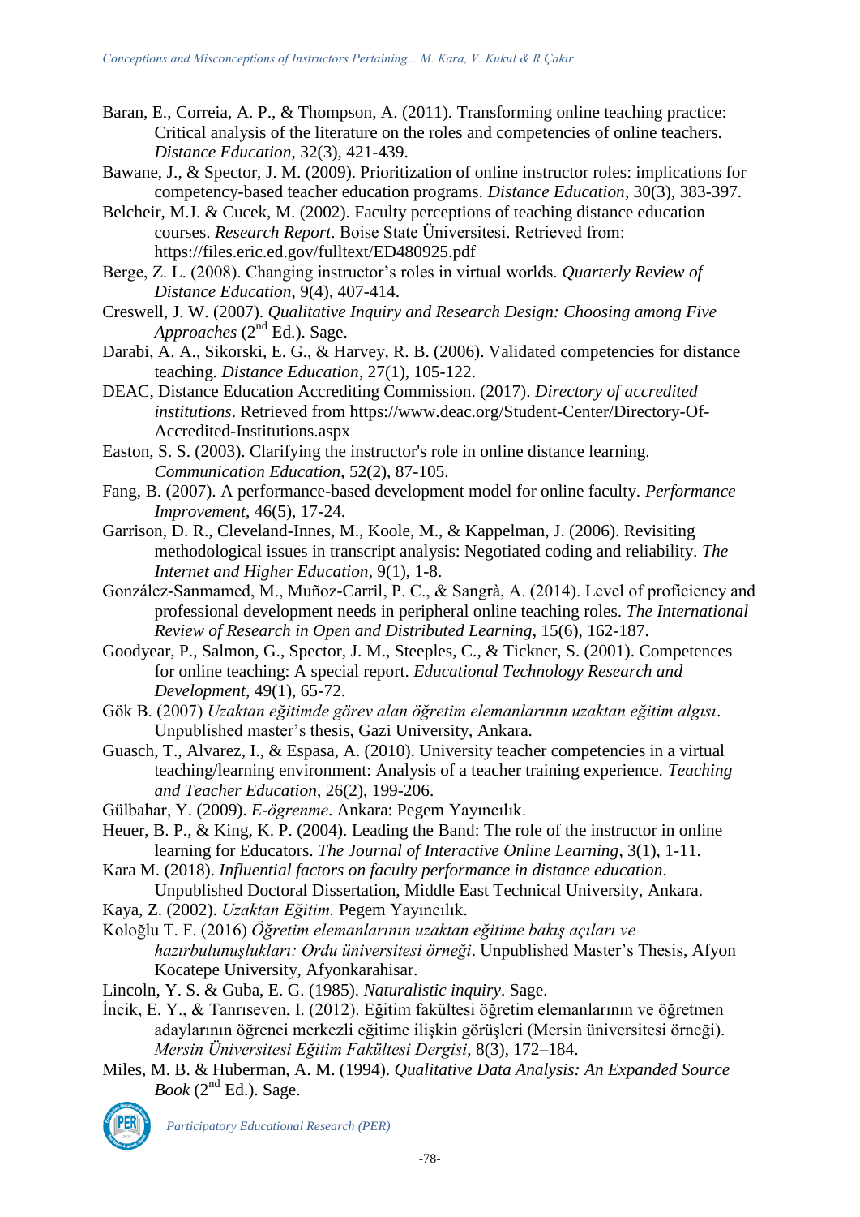Baran, E., Correia, A. P., & Thompson, A. (2011). Transforming online teaching practice: Critical analysis of the literature on the roles and competencies of online teachers. *Distance Education*, 32(3), 421-439.

Bawane, J., & Spector, J. M. (2009). Prioritization of online instructor roles: implications for competency-based teacher education programs. *Distance Education*, 30(3), 383-397.

Belcheir, M.J. & Cucek, M. (2002). Faculty perceptions of teaching distance education courses. *Research Report*. Boise State Üniversitesi. Retrieved from: https://files.eric.ed.gov/fulltext/ED480925.pdf

Berge, Z. L. (2008). Changing instructor's roles in virtual worlds. *Quarterly Review of Distance Education*, 9(4), 407-414.

Creswell, J. W. (2007). *Qualitative Inquiry and Research Design: Choosing among Five Approaches* (2nd Ed.). Sage.

Darabi, A. A., Sikorski, E. G., & Harvey, R. B. (2006). Validated competencies for distance teaching. *Distance Education*, 27(1), 105-122.

DEAC, Distance Education Accrediting Commission. (2017). *Directory of accredited institutions*. Retrieved from https://www.deac.org/Student-Center/Directory-Of-Accredited-Institutions.aspx

Easton, S. S. (2003). Clarifying the instructor's role in online distance learning. *Communication Education*, 52(2), 87-105.

Fang, B. (2007). A performance-based development model for online faculty. *Performance Improvement*, 46(5), 17-24.

Garrison, D. R., Cleveland-Innes, M., Koole, M., & Kappelman, J. (2006). Revisiting methodological issues in transcript analysis: Negotiated coding and reliability. *The Internet and Higher Education*, 9(1), 1-8.

González-Sanmamed, M., Muñoz-Carril, P. C., & Sangrà, A. (2014). Level of proficiency and professional development needs in peripheral online teaching roles. *The International Review of Research in Open and Distributed Learning*, 15(6), 162-187.

Goodyear, P., Salmon, G., Spector, J. M., Steeples, C., & Tickner, S. (2001). Competences for online teaching: A special report. *Educational Technology Research and Development*, 49(1), 65-72.

Gök B. (2007) *Uzaktan eğitimde görev alan öğretim elemanlarının uzaktan eğitim algısı*. Unpublished master's thesis, Gazi University, Ankara.

Guasch, T., Alvarez, I., & Espasa, A. (2010). University teacher competencies in a virtual teaching/learning environment: Analysis of a teacher training experience. *Teaching and Teacher Education*, 26(2), 199-206.

Gülbahar, Y. (2009). *E-ögrenme*. Ankara: Pegem Yayıncılık.

Heuer, B. P., & King, K. P. (2004). Leading the Band: The role of the instructor in online learning for Educators. *The Journal of Interactive Online Learning*, 3(1), 1-11.

Kara M. (2018). *Influential factors on faculty performance in distance education*. Unpublished Doctoral Dissertation, Middle East Technical University, Ankara.

Kaya, Z. (2002). *Uzaktan Eğitim.* Pegem Yayıncılık.

Koloğlu T. F. (2016) *Öğretim elemanlarının uzaktan eğitime bakış açıları ve hazırbulunuşlukları: Ordu üniversitesi örneği*. Unpublished Master's Thesis, Afyon Kocatepe University, Afyonkarahisar.

Lincoln, Y. S. & Guba, E. G. (1985). *Naturalistic inquiry*. Sage.

İncik, E. Y., & Tanrıseven, I. (2012). Eğitim fakültesi öğretim elemanlarının ve öğretmen adaylarının öğrenci merkezli eğitime ilişkin görüşleri (Mersin üniversitesi örneği). *Mersin Üniversitesi Eğitim Fakültesi Dergisi*, 8(3), 172–184.

Miles, M. B. & Huberman, A. M. (1994). *Qualitative Data Analysis: An Expanded Source Book* (2nd Ed.). Sage.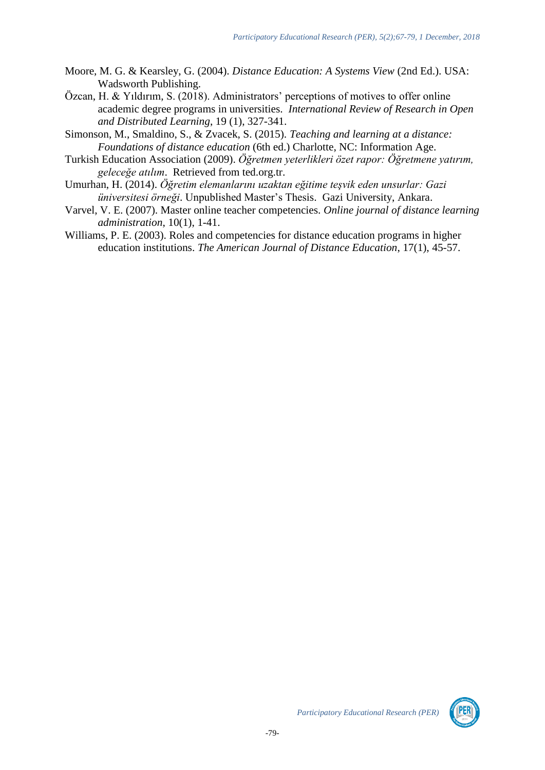Moore, M. G. & Kearsley, G. (2004). *Distance Education: A Systems View* (2nd Ed.). USA: Wadsworth Publishing.

Özcan, H. & Yıldırım, S. (2018). Administrators' perceptions of motives to offer online academic degree programs in universities. *International Review of Research in Open and Distributed Learning*, 19 (1), 327-341.

Simonson, M., Smaldino, S., & Zvacek, S. (2015). *Teaching and learning at a distance: Foundations of distance education* (6th ed.) Charlotte, NC: Information Age.

Turkish Education Association (2009). *Öğretmen yeterlikleri özet rapor: Öğretmene yatırım, geleceğe atılım*. Retrieved from ted.org.tr.

Umurhan, H. (2014). *Öğretim elemanlarını uzaktan eğitime teşvik eden unsurlar: Gazi üniversitesi örneği*. Unpublished Master's Thesis. Gazi University, Ankara.

Varvel, V. E. (2007). Master online teacher competencies. *Online journal of distance learning administration*, 10(1), 1-41.

Williams, P. E. (2003). Roles and competencies for distance education programs in higher education institutions. *The American Journal of Distance Education*, 17(1), 45-57.